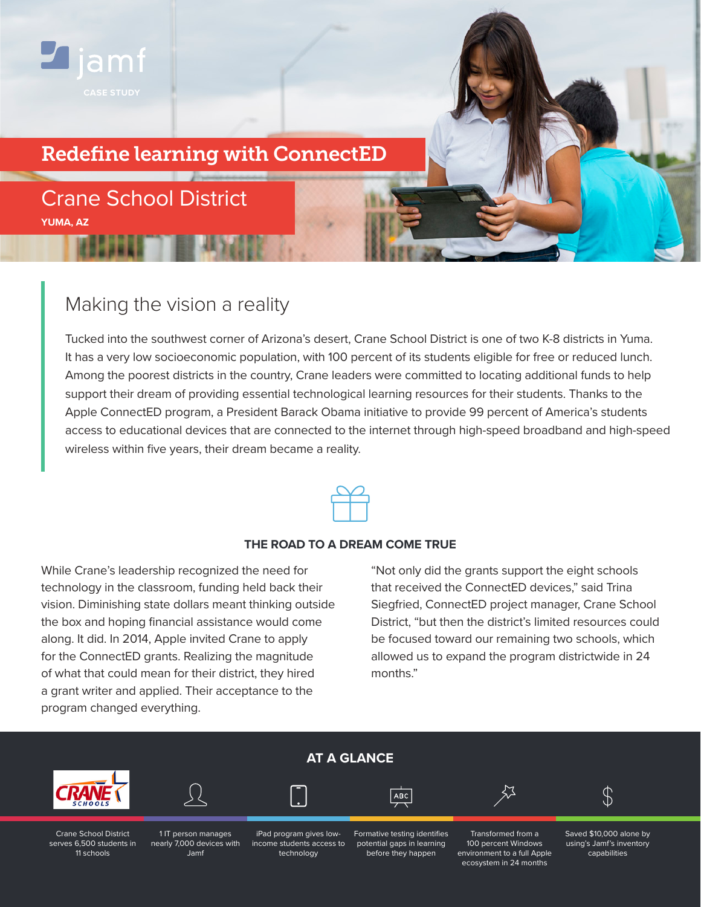jamf

CASE STUDY

# Redefine learning with ConnectED

## Crane School District

**YUMA, AZ**

## Making the vision a reality

Tucked into the southwest corner of Arizona's desert, Crane School District is one of two K-8 districts in Yuma. It has a very low socioeconomic population, with 100 percent of its students eligible for free or reduced lunch. Among the poorest districts in the country, Crane leaders were committed to locating additional funds to help support their dream of providing essential technological learning resources for their students. Thanks to the Apple ConnectED program, a President Barack Obama initiative to provide 99 percent of America's students access to educational devices that are connected to the internet through high-speed broadband and high-speed wireless within five years, their dream became a reality.

### THE ROAD TO A DREAM COME TRUE

While Crane's leadership recognized the need for technology in the classroom, funding held back their vision. Diminishing state dollars meant thinking outside the box and hoping financial assistance would come along. It did. In 2014, Apple invited Crane to apply for the ConnectED grants. Realizing the magnitude of what that could mean for their district, they hired a grant writer and applied. Their acceptance to the program changed everything.

"Not only did the grants support the eight schools that received the ConnectED devices," said Trina Siegfried, ConnectED project manager, Crane School District, "but then the district's limited resources could be focused toward our remaining two schools, which allowed us to expand the program districtwide in 24 months."

### AT A GLANCE

- Crane School District serves 6,500 students in 11 schools
- 1 IT person manages nearly 7,000 devices with Jamf
- iPad program gives low-income students access to technology
- Formative testing identifies potential gaps in learning before they happen
- Transformed from a 100 percent Windows environment to a full Apple ecosystem in 24 months
- Saved $10,000 alone by using's Jamf's inventory capabilities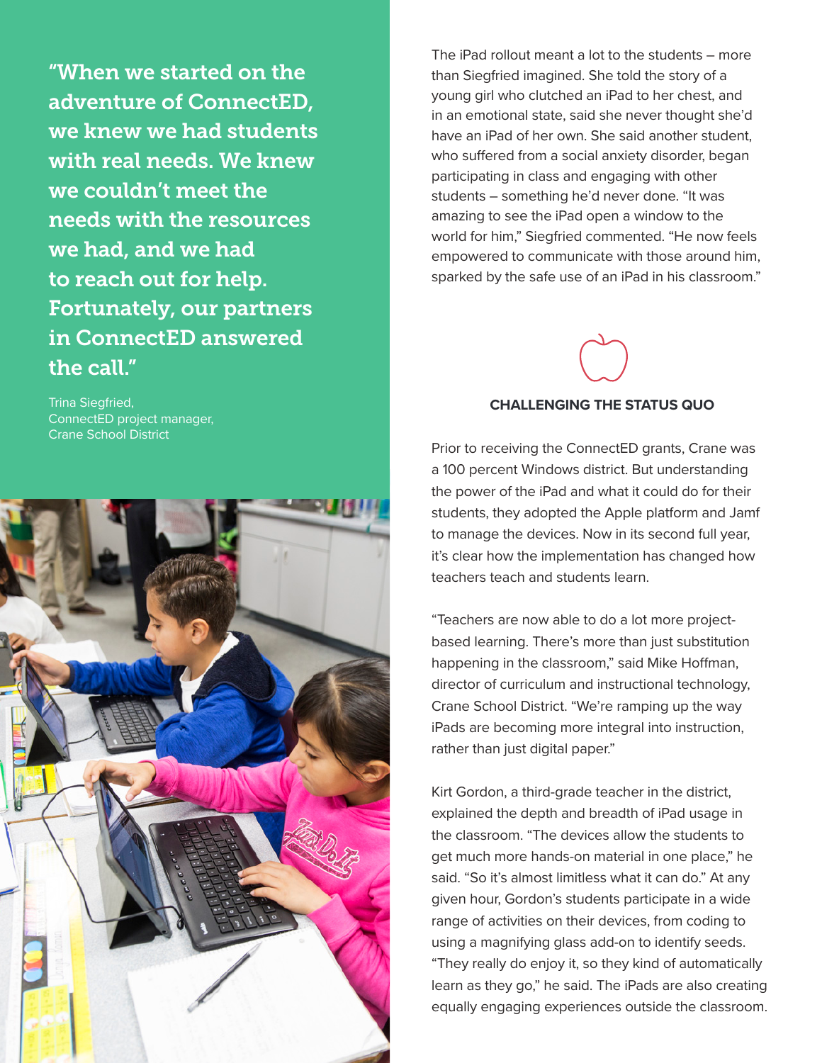> "When we started on the adventure of ConnectED, we knew we had students with real needs. We knew we couldn't meet the needs with the resources we had, and we had to reach out for help. Fortunately, our partners in ConnectED answered the call."
>
> Trina Siegfried,
> ConnectED project manager,
> Crane School District

The iPad rollout meant a lot to the students – more than Siegfried imagined. She told the story of a young girl who clutched an iPad to her chest, and in an emotional state, said she never thought she'd have an iPad of her own. She said another student, who suffered from a social anxiety disorder, began participating in class and engaging with other students – something he'd never done. "It was amazing to see the iPad open a window to the world for him," Siegfried commented. "He now feels empowered to communicate with those around him, sparked by the safe use of an iPad in his classroom."

## CHALLENGING THE STATUS QUO

Prior to receiving the ConnectED grants, Crane was a 100 percent Windows district. But understanding the power of the iPad and what it could do for their students, they adopted the Apple platform and Jamf to manage the devices. Now in its second full year, it's clear how the implementation has changed how teachers teach and students learn.

"Teachers are now able to do a lot more project-based learning. There's more than just substitution happening in the classroom," said Mike Hoffman, director of curriculum and instructional technology, Crane School District. "We're ramping up the way iPads are becoming more integral into instruction, rather than just digital paper."

Kirt Gordon, a third-grade teacher in the district, explained the depth and breadth of iPad usage in the classroom. "The devices allow the students to get much more hands-on material in one place," he said. "So it's almost limitless what it can do." At any given hour, Gordon's students participate in a wide range of activities on their devices, from coding to using a magnifying glass add-on to identify seeds. "They really do enjoy it, so they kind of automatically learn as they go," he said. The iPads are also creating equally engaging experiences outside the classroom.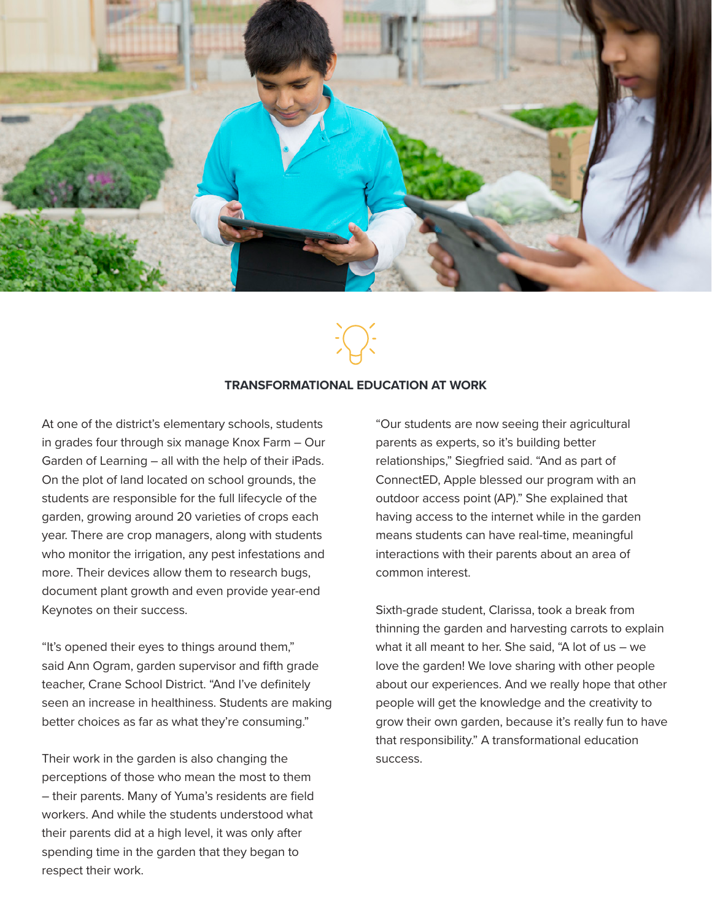## TRANSFORMATIONAL EDUCATION AT WORK

At one of the district's elementary schools, students in grades four through six manage Knox Farm – Our Garden of Learning – all with the help of their iPads. On the plot of land located on school grounds, the students are responsible for the full lifecycle of the garden, growing around 20 varieties of crops each year. There are crop managers, along with students who monitor the irrigation, any pest infestations and more. Their devices allow them to research bugs, document plant growth and even provide year-end Keynotes on their success.

"It's opened their eyes to things around them," said Ann Ogram, garden supervisor and fifth grade teacher, Crane School District. "And I've definitely seen an increase in healthiness. Students are making better choices as far as what they're consuming."

Their work in the garden is also changing the perceptions of those who mean the most to them – their parents. Many of Yuma's residents are field workers. And while the students understood what their parents did at a high level, it was only after spending time in the garden that they began to respect their work.

"Our students are now seeing their agricultural parents as experts, so it's building better relationships," Siegfried said. "And as part of ConnectED, Apple blessed our program with an outdoor access point (AP)." She explained that having access to the internet while in the garden means students can have real-time, meaningful interactions with their parents about an area of common interest.

Sixth-grade student, Clarissa, took a break from thinning the garden and harvesting carrots to explain what it all meant to her. She said, "A lot of us – we love the garden! We love sharing with other people about our experiences. And we really hope that other people will get the knowledge and the creativity to grow their own garden, because it's really fun to have that responsibility." A transformational education success.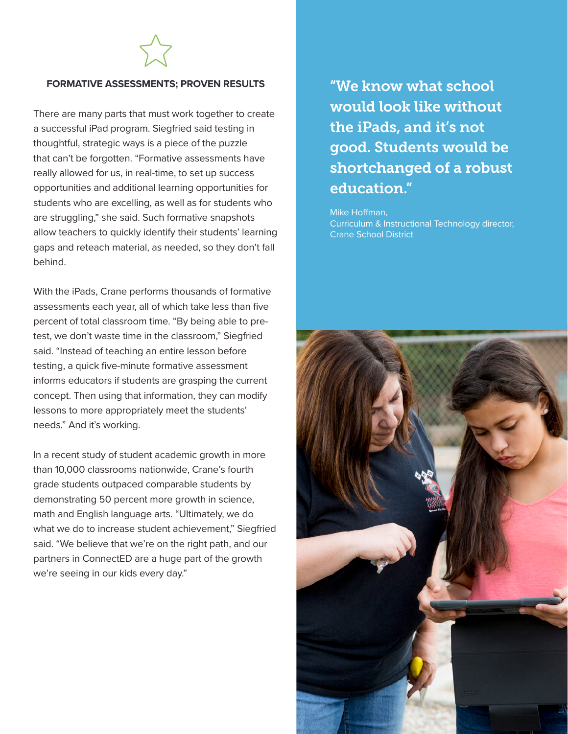## FORMATIVE ASSESSMENTS; PROVEN RESULTS

There are many parts that must work together to create a successful iPad program. Siegfried said testing in thoughtful, strategic ways is a piece of the puzzle that can't be forgotten. "Formative assessments have really allowed for us, in real-time, to set up success opportunities and additional learning opportunities for students who are excelling, as well as for students who are struggling," she said. Such formative snapshots allow teachers to quickly identify their students' learning gaps and reteach material, as needed, so they don't fall behind.

With the iPads, Crane performs thousands of formative assessments each year, all of which take less than five percent of total classroom time. "By being able to pre-test, we don't waste time in the classroom," Siegfried said. "Instead of teaching an entire lesson before testing, a quick five-minute formative assessment informs educators if students are grasping the current concept. Then using that information, they can modify lessons to more appropriately meet the students' needs." And it's working.

In a recent study of student academic growth in more than 10,000 classrooms nationwide, Crane's fourth grade students outpaced comparable students by demonstrating 50 percent more growth in science, math and English language arts. "Ultimately, we do what we do to increase student achievement," Siegfried said. "We believe that we're on the right path, and our partners in ConnectED are a huge part of the growth we're seeing in our kids every day."

> "We know what school would look like without the iPads, and it's not good. Students would be shortchanged of a robust education."
>
> Mike Hoffman,
> Curriculum & Instructional Technology director,
> Crane School District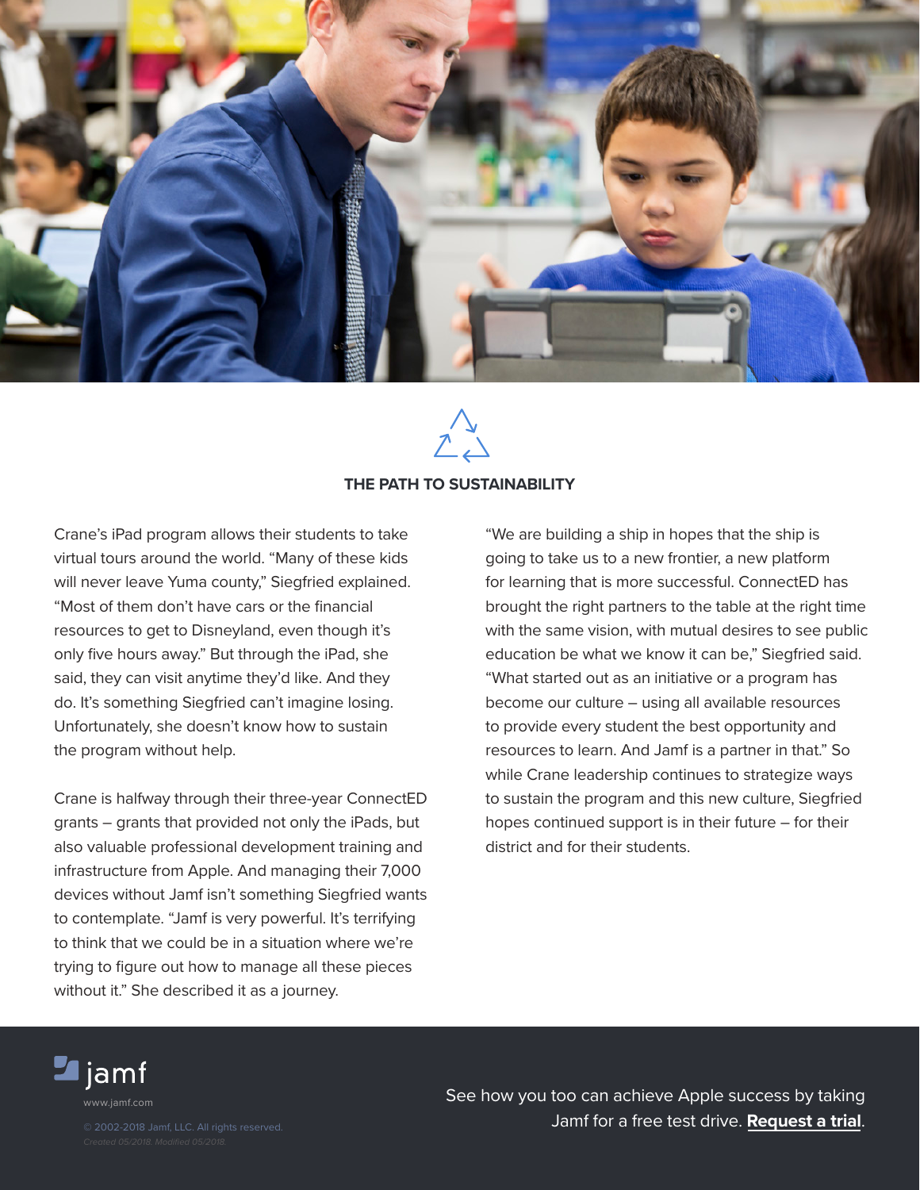## THE PATH TO SUSTAINABILITY

Crane's iPad program allows their students to take virtual tours around the world. "Many of these kids will never leave Yuma county," Siegfried explained. "Most of them don't have cars or the financial resources to get to Disneyland, even though it's only five hours away." But through the iPad, she said, they can visit anytime they'd like. And they do. It's something Siegfried can't imagine losing. Unfortunately, she doesn't know how to sustain the program without help.

Crane is halfway through their three-year ConnectED grants – grants that provided not only the iPads, but also valuable professional development training and infrastructure from Apple. And managing their 7,000 devices without Jamf isn't something Siegfried wants to contemplate. "Jamf is very powerful. It's terrifying to think that we could be in a situation where we're trying to figure out how to manage all these pieces without it." She described it as a journey.

"We are building a ship in hopes that the ship is going to take us to a new frontier, a new platform for learning that is more successful. ConnectED has brought the right partners to the table at the right time with the same vision, with mutual desires to see public education be what we know it can be," Siegfried said. "What started out as an initiative or a program has become our culture – using all available resources to provide every student the best opportunity and resources to learn. And Jamf is a partner in that." So while Crane leadership continues to strategize ways to sustain the program and this new culture, Siegfried hopes continued support is in their future – for their district and for their students.

jamf

www.jamf.com

© 2002-2018 Jamf, LLC. All rights reserved.

*Created 05/2018. Modified 05/2018.*

See how you too can achieve Apple success by taking Jamf for a free test drive. **Request a trial**.